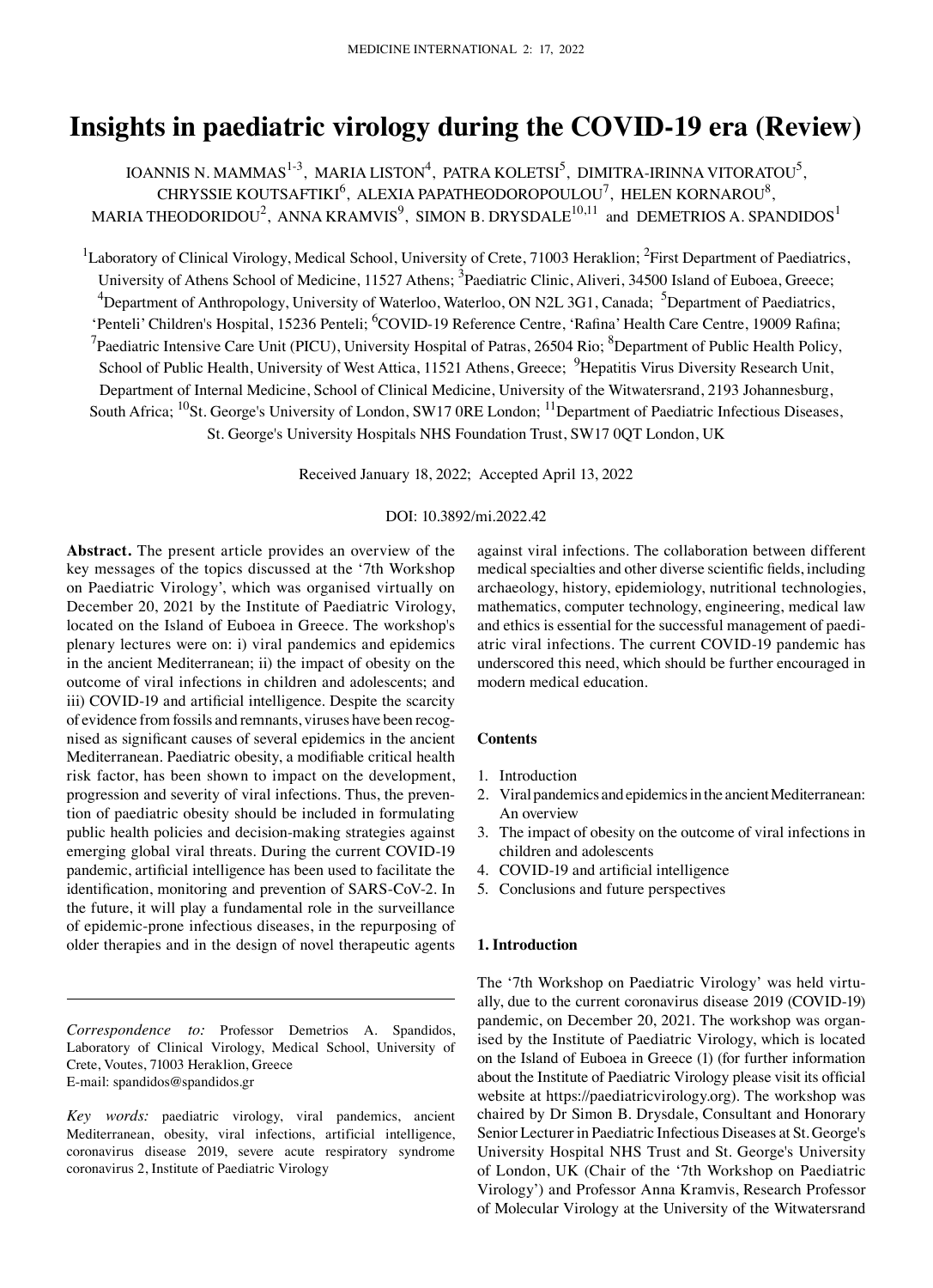# Insights in paediatric virology during the COVID-19 era (Review)

IOANNIS N. MAMMAS[1-3], MARIA LISTON[4], PATRA KOLETSI[5], DIMITRA-IRINNA VITORATOU[5], CHRYSSIE KOUTSAFTIKI[6], ALEXIA PAPATHEODOROPOULOU[7], HELEN KORNAROU[8], MARIA THEODORIDOU[2], ANNA KRAMVIS[9], SIMON B. DRYSDALE[10,11] and DEMETRIOS A. SPANDIDOS[1]

[1]Laboratory of Clinical Virology, Medical School, University of Crete, 71003 Heraklion; [2]First Department of Paediatrics, University of Athens School of Medicine, 11527 Athens; [3]Paediatric Clinic, Aliveri, 34500 Island of Euboea, Greece; [4]Department of Anthropology, University of Waterloo, Waterloo, ON N2L 3G1, Canada; [5]Department of Paediatrics, 'Penteli' Children's Hospital, 15236 Penteli; [6]COVID-19 Reference Centre, 'Rafina' Health Care Centre, 19009 Rafina; [7]Paediatric Intensive Care Unit (PICU), University Hospital of Patras, 26504 Rio; [8]Department of Public Health Policy, School of Public Health, University of West Attica, 11521 Athens, Greece; [9]Hepatitis Virus Diversity Research Unit, Department of Internal Medicine, School of Clinical Medicine, University of the Witwatersrand, 2193 Johannesburg, South Africa; [10]St. George's University of London, SW17 0RE London; [11]Department of Paediatric Infectious Diseases, St. George's University Hospitals NHS Foundation Trust, SW17 0QT London, UK

Received January 18, 2022; Accepted April 13, 2022

DOI: 10.3892/mi.2022.42

**Abstract.** The present article provides an overview of the key messages of the topics discussed at the '7th Workshop on Paediatric Virology', which was organised virtually on December 20, 2021 by the Institute of Paediatric Virology, located on the Island of Euboea in Greece. The workshop's plenary lectures were on: i) viral pandemics and epidemics in the ancient Mediterranean; ii) the impact of obesity on the outcome of viral infections in children and adolescents; and iii) COVID-19 and artificial intelligence. Despite the scarcity of evidence from fossils and remnants, viruses have been recognised as significant causes of several epidemics in the ancient Mediterranean. Paediatric obesity, a modifiable critical health risk factor, has been shown to impact on the development, progression and severity of viral infections. Thus, the prevention of paediatric obesity should be included in formulating public health policies and decision-making strategies against emerging global viral threats. During the current COVID-19 pandemic, artificial intelligence has been used to facilitate the identification, monitoring and prevention of SARS-CoV-2. In the future, it will play a fundamental role in the surveillance of epidemic-prone infectious diseases, in the repurposing of older therapies and in the design of novel therapeutic agents against viral infections. The collaboration between different medical specialties and other diverse scientific fields, including archaeology, history, epidemiology, nutritional technologies, mathematics, computer technology, engineering, medical law and ethics is essential for the successful management of paediatric viral infections. The current COVID-19 pandemic has underscored this need, which should be further encouraged in modern medical education.

*Correspondence to:* Professor Demetrios A. Spandidos, Laboratory of Clinical Virology, Medical School, University of Crete, Voutes, 71003 Heraklion, Greece
E-mail: spandidos@spandidos.gr

*Key words:* paediatric virology, viral pandemics, ancient Mediterranean, obesity, viral infections, artificial intelligence, coronavirus disease 2019, severe acute respiratory syndrome coronavirus 2, Institute of Paediatric Virology

**Contents**

1. Introduction
2. Viral pandemics and epidemics in the ancient Mediterranean: An overview
3. The impact of obesity on the outcome of viral infections in children and adolescents
4. COVID-19 and artificial intelligence
5. Conclusions and future perspectives

## 1. Introduction

The '7th Workshop on Paediatric Virology' was held virtually, due to the current coronavirus disease 2019 (COVID-19) pandemic, on December 20, 2021. The workshop was organised by the Institute of Paediatric Virology, which is located on the Island of Euboea in Greece (1) (for further information about the Institute of Paediatric Virology please visit its official website at https://paediatricvirology.org). The workshop was chaired by Dr Simon B. Drysdale, Consultant and Honorary Senior Lecturer in Paediatric Infectious Diseases at St. George's University Hospital NHS Trust and St. George's University of London, UK (Chair of the '7th Workshop on Paediatric Virology') and Professor Anna Kramvis, Research Professor of Molecular Virology at the University of the Witwatersrand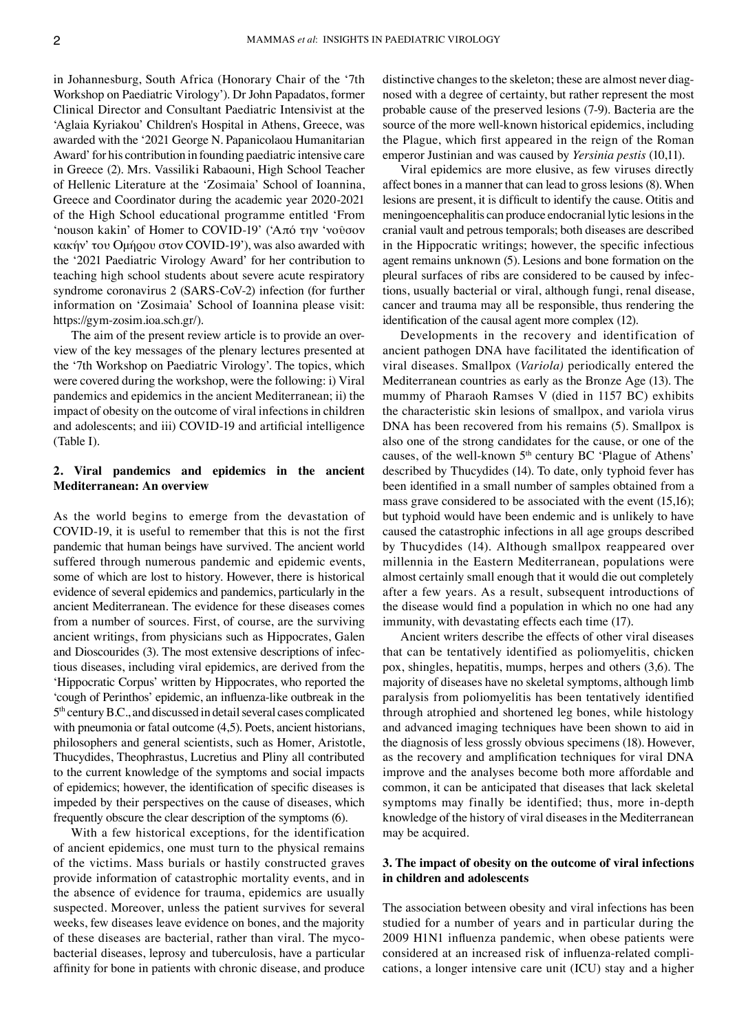in Johannesburg, South Africa (Honorary Chair of the '7th Workshop on Paediatric Virology'). Dr John Papadatos, former Clinical Director and Consultant Paediatric Intensivist at the 'Aglaia Kyriakou' Children's Hospital in Athens, Greece, was awarded with the '2021 George N. Papanicolaou Humanitarian Award' for his contribution in founding paediatric intensive care in Greece (2). Mrs. Vassiliki Rabaouni, High School Teacher of Hellenic Literature at the 'Zosimaia' School of Ioannina, Greece and Coordinator during the academic year 2020-2021 of the High School educational programme entitled 'From 'nouson kakin' of Homer to COVID-19' ('Από την 'νοῦσον κακήν' του Ομήρου στον COVID-19'), was also awarded with the '2021 Paediatric Virology Award' for her contribution to teaching high school students about severe acute respiratory syndrome coronavirus 2 (SARS-CoV-2) infection (for further information on 'Zosimaia' School of Ioannina please visit: https://gym-zosim.ioa.sch.gr/).

The aim of the present review article is to provide an overview of the key messages of the plenary lectures presented at the '7th Workshop on Paediatric Virology'. The topics, which were covered during the workshop, were the following: i) Viral pandemics and epidemics in the ancient Mediterranean; ii) the impact of obesity on the outcome of viral infections in children and adolescents; and iii) COVID-19 and artificial intelligence (Table I).

## 2. Viral pandemics and epidemics in the ancient Mediterranean: An overview

As the world begins to emerge from the devastation of COVID-19, it is useful to remember that this is not the first pandemic that human beings have survived. The ancient world suffered through numerous pandemic and epidemic events, some of which are lost to history. However, there is historical evidence of several epidemics and pandemics, particularly in the ancient Mediterranean. The evidence for these diseases comes from a number of sources. First, of course, are the surviving ancient writings, from physicians such as Hippocrates, Galen and Dioscourides (3). The most extensive descriptions of infectious diseases, including viral epidemics, are derived from the 'Hippocratic Corpus' written by Hippocrates, who reported the 'cough of Perinthos' epidemic, an influenza-like outbreak in the 5th century B.C., and discussed in detail several cases complicated with pneumonia or fatal outcome (4,5). Poets, ancient historians, philosophers and general scientists, such as Homer, Aristotle, Thucydides, Theophrastus, Lucretius and Pliny all contributed to the current knowledge of the symptoms and social impacts of epidemics; however, the identification of specific diseases is impeded by their perspectives on the cause of diseases, which frequently obscure the clear description of the symptoms (6).

With a few historical exceptions, for the identification of ancient epidemics, one must turn to the physical remains of the victims. Mass burials or hastily constructed graves provide information of catastrophic mortality events, and in the absence of evidence for trauma, epidemics are usually suspected. Moreover, unless the patient survives for several weeks, few diseases leave evidence on bones, and the majority of these diseases are bacterial, rather than viral. The mycobacterial diseases, leprosy and tuberculosis, have a particular affinity for bone in patients with chronic disease, and produce distinctive changes to the skeleton; these are almost never diagnosed with a degree of certainty, but rather represent the most probable cause of the preserved lesions (7-9). Bacteria are the source of the more well-known historical epidemics, including the Plague, which first appeared in the reign of the Roman emperor Justinian and was caused by *Yersinia pestis* (10,11).

Viral epidemics are more elusive, as few viruses directly affect bones in a manner that can lead to gross lesions (8). When lesions are present, it is difficult to identify the cause. Otitis and meningoencephalitis can produce endocranial lytic lesions in the cranial vault and petrous temporals; both diseases are described in the Hippocratic writings; however, the specific infectious agent remains unknown (5). Lesions and bone formation on the pleural surfaces of ribs are considered to be caused by infections, usually bacterial or viral, although fungi, renal disease, cancer and trauma may all be responsible, thus rendering the identification of the causal agent more complex (12).

Developments in the recovery and identification of ancient pathogen DNA have facilitated the identification of viral diseases. Smallpox (*Variola)* periodically entered the Mediterranean countries as early as the Bronze Age (13). The mummy of Pharaoh Ramses V (died in 1157 BC) exhibits the characteristic skin lesions of smallpox, and variola virus DNA has been recovered from his remains (5). Smallpox is also one of the strong candidates for the cause, or one of the causes, of the well-known 5th century BC 'Plague of Athens' described by Thucydides (14). To date, only typhoid fever has been identified in a small number of samples obtained from a mass grave considered to be associated with the event (15,16); but typhoid would have been endemic and is unlikely to have caused the catastrophic infections in all age groups described by Thucydides (14). Although smallpox reappeared over millennia in the Eastern Mediterranean, populations were almost certainly small enough that it would die out completely after a few years. As a result, subsequent introductions of the disease would find a population in which no one had any immunity, with devastating effects each time (17).

Ancient writers describe the effects of other viral diseases that can be tentatively identified as poliomyelitis, chicken pox, shingles, hepatitis, mumps, herpes and others (3,6). The majority of diseases have no skeletal symptoms, although limb paralysis from poliomyelitis has been tentatively identified through atrophied and shortened leg bones, while histology and advanced imaging techniques have been shown to aid in the diagnosis of less grossly obvious specimens (18). However, as the recovery and amplification techniques for viral DNA improve and the analyses become both more affordable and common, it can be anticipated that diseases that lack skeletal symptoms may finally be identified; thus, more in-depth knowledge of the history of viral diseases in the Mediterranean may be acquired.

## 3. The impact of obesity on the outcome of viral infections in children and adolescents

The association between obesity and viral infections has been studied for a number of years and in particular during the 2009 H1N1 influenza pandemic, when obese patients were considered at an increased risk of influenza-related complications, a longer intensive care unit (ICU) stay and a higher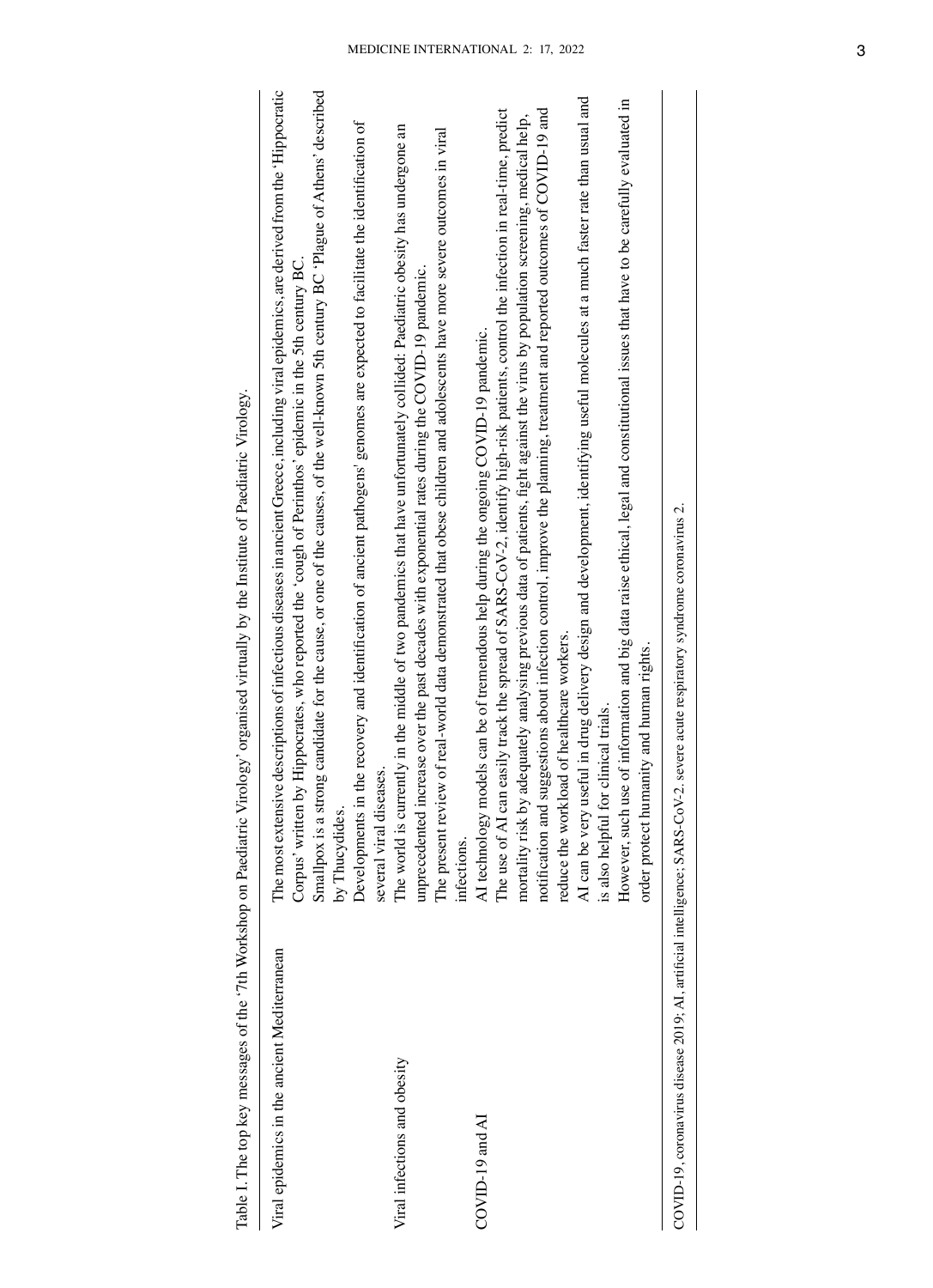Table I. The top key messages of the '7th Workshop on Paediatric Virology' organised virtually by the Institute of Paediatric Virology.

| Topic | Key messages |
| --- | --- |
| Viral epidemics in the ancient Mediterranean | The most extensive descriptions of infectious diseases in ancient Greece, including viral epidemics, are derived from the 'Hippocratic Corpus' written by Hippocrates, who reported the 'cough of Perinthos' epidemic in the 5th century BC.<br>Smallpox is a strong candidate for the cause, or one of the causes, of the well-known 5th century BC 'Plague of Athens' described by Thucydides.<br>Developments in the recovery and identification of ancient pathogens' genomes are expected to facilitate the identification of several viral diseases. |
| Viral infections and obesity | The world is currently in the middle of two pandemics that have unfortunately collided: Paediatric obesity has undergone an unprecedented increase over the past decades with exponential rates during the COVID-19 pandemic.<br>The present review of real-world data demonstrated that obese children and adolescents have more severe outcomes in viral infections. |
| COVID-19 and AI | AI technology models can be of tremendous help during the ongoing COVID-19 pandemic.<br>The use of AI can easily track the spread of SARS-CoV-2, identify high-risk patients, control the infection in real-time, predict mortality risk by adequately analysing previous data of patients, fight against the virus by population screening, medical help, notification and suggestions about infection control, improve the planning, treatment and reported outcomes of COVID-19 and reduce the workload of healthcare workers.<br>AI can be very useful in drug delivery design and development, identifying useful molecules at a much faster rate than usual and is also helpful for clinical trials.<br>However, such use of information and big data raise ethical, legal and constitutional issues that have to be carefully evaluated in order protect humanity and human rights. |

COVID-19, coronavirus disease 2019; AI, artificial intelligence; SARS-CoV-2, severe acute respiratory syndrome coronavirus 2.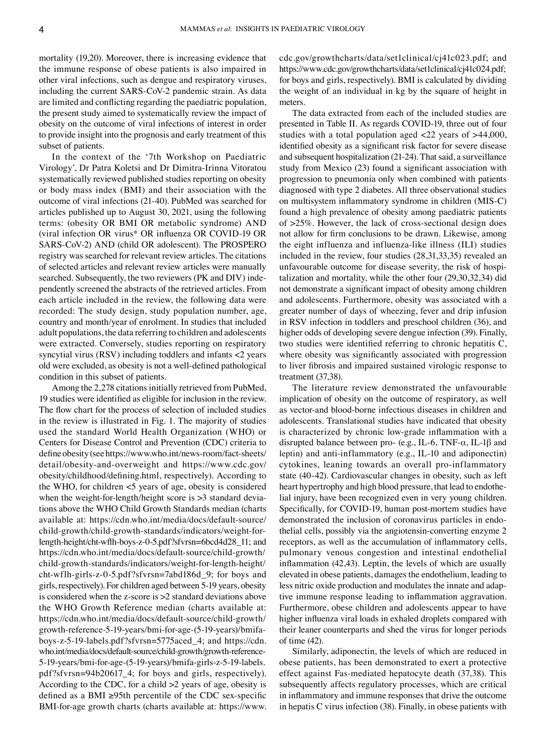mortality (19,20). Moreover, there is increasing evidence that the immune response of obese patients is also impaired in other viral infections, such as dengue and respiratory viruses, including the current SARS‑CoV‑2 pandemic strain. As data are limited and conflicting regarding the paediatric population, the present study aimed to systematically review the impact of obesity on the outcome of viral infections of interest in order to provide insight into the prognosis and early treatment of this subset of patients.

In the context of the '7th Workshop on Paediatric Virology', Dr Patra Koletsi and Dr Dimitra‑Irinna Vitoratou systematically reviewed published studies reporting on obesity or body mass index (BMI) and their association with the outcome of viral infections (21‑40). PubMed was searched for articles published up to August 30, 2021, using the following terms: (obesity OR BMI OR metabolic syndrome) AND (viral infection OR virus* OR influenza OR COVID‑19 OR SARS‑CoV‑2) AND (child OR adolescent). The PROSPERO registry was searched for relevant review articles. The citations of selected articles and relevant review articles were manually searched. Subsequently, the two reviewers (PK and DIV) independently screened the abstracts of the retrieved articles. From each article included in the review, the following data were recorded: The study design, study population number, age, country and month/year of enrolment. In studies that included adult populations, the data referring to children and adolescents were extracted. Conversely, studies reporting on respiratory syncytial virus (RSV) including toddlers and infants <2 years old were excluded, as obesity is not a well‑defined pathological condition in this subset of patients.

Among the 2,278 citations initially retrieved from PubMed, 19 studies were identified as eligible for inclusion in the review. The flow chart for the process of selection of included studies in the review is illustrated in Fig. 1. The majority of studies used the standard World Health Organization (WHO) or Centers for Disease Control and Prevention (CDC) criteria to define obesity (see https://www.who.int/news-room/fact-sheets/detail/obesity-and-overweight and https://www.cdc.gov/obesity/childhood/defining.html, respectively). According to the WHO, for children <5 years of age, obesity is considered when the weight‑for‑length/height score is >3 standard deviations above the WHO Child Growth Standards median (charts available at: https://cdn.who.int/media/docs/default-source/child-growth/child-growth-standards/indicators/weight-for-length-height/cht-wflh-boys-z-0-5.pdf?sfvrsn=6bcd4d28_11; and https://cdn.who.int/media/docs/default-source/child-growth/child-growth-standards/indicators/weight-for-length-height/cht-wflh-girls-z-0-5.pdf?sfvrsn=7abd186d_9; for boys and girls, respectively). For children aged between 5‑19 years, obesity is considered when the z‑score is >2 standard deviations above the WHO Growth Reference median (charts available at: https://cdn.who.int/media/docs/default-source/child-growth/growth-reference-5-19-years/bmi-for-age-(5-19-years)/bmifa-boys-z-5-19-labels.pdf?sfvrsn=5775aced_4; and https://cdn.who.int/media/docs/default-source/child-growth/growth-reference-5-19-years/bmi-for-age-(5-19-years)/bmifa-girls-z-5-19-labels.pdf?sfvrsn=94b20617_4; for boys and girls, respectively). According to the CDC, for a child >2 years of age, obesity is defined as a BMI ≥95th percentile of the CDC sex‑specific BMI‑for‑age growth charts (charts available at: https://www.cdc.gov/growthcharts/data/set1clinical/cj41c023.pdf; and https://www.cdc.gov/growthcharts/data/set1clinical/cj41c024.pdf; for boys and girls, respectively). BMI is calculated by dividing the weight of an individual in kg by the square of height in meters.

The data extracted from each of the included studies are presented in Table II. As regards COVID‑19, three out of four studies with a total population aged <22 years of >44,000, identified obesity as a significant risk factor for severe disease and subsequent hospitalization (21‑24). That said, a surveillance study from Mexico (23) found a significant association with progression to pneumonia only when combined with patients diagnosed with type 2 diabetes. All three observational studies on multisystem inflammatory syndrome in children (MIS‑C) found a high prevalence of obesity among paediatric patients of >25%. However, the lack of cross‑sectional design does not allow for firm conclusions to be drawn. Likewise, among the eight influenza and influenza‑like illness (ILI) studies included in the review, four studies (28,31,33,35) revealed an unfavourable outcome for disease severity, the risk of hospitalization and mortality, while the other four (29,30,32,34) did not demonstrate a significant impact of obesity among children and adolescents. Furthermore, obesity was associated with a greater number of days of wheezing, fever and drip infusion in RSV infection in toddlers and preschool children (36), and higher odds of developing severe dengue infection (39). Finally, two studies were identified referring to chronic hepatitis C, where obesity was significantly associated with progression to liver fibrosis and impaired sustained virologic response to treatment (37,38).

The literature review demonstrated the unfavourable implication of obesity on the outcome of respiratory, as well as vector‑and blood‑borne infectious diseases in children and adolescents. Translational studies have indicated that obesity is characterized by chronic low‑grade inflammation with a disrupted balance between pro‑ (e.g., IL‑6, TNF‑α, IL‑1β and leptin) and anti‑inflammatory (e.g., IL‑10 and adiponectin) cytokines, leaning towards an overall pro‑inflammatory state (40‑42). Cardiovascular changes in obesity, such as left heart hypertrophy and high blood pressure, that lead to endothelial injury, have been recognized even in very young children. Specifically, for COVID‑19, human post‑mortem studies have demonstrated the inclusion of coronavirus particles in endothelial cells, possibly via the angiotensin‑converting enzyme 2 receptors, as well as the accumulation of inflammatory cells, pulmonary venous congestion and intestinal endothelial inflammation (42,43). Leptin, the levels of which are usually elevated in obese patients, damages the endothelium, leading to less nitric oxide production and modulates the innate and adaptive immune response leading to inflammation aggravation. Furthermore, obese children and adolescents appear to have higher influenza viral loads in exhaled droplets compared with their leaner counterparts and shed the virus for longer periods of time (42).

Similarly, adiponectin, the levels of which are reduced in obese patients, has been demonstrated to exert a protective effect against Fas‑mediated hepatocyte death (37,38). This subsequently affects regulatory processes, which are critical in inflammatory and immune responses that drive the outcome in hepatis C virus infection (38). Finally, in obese patients with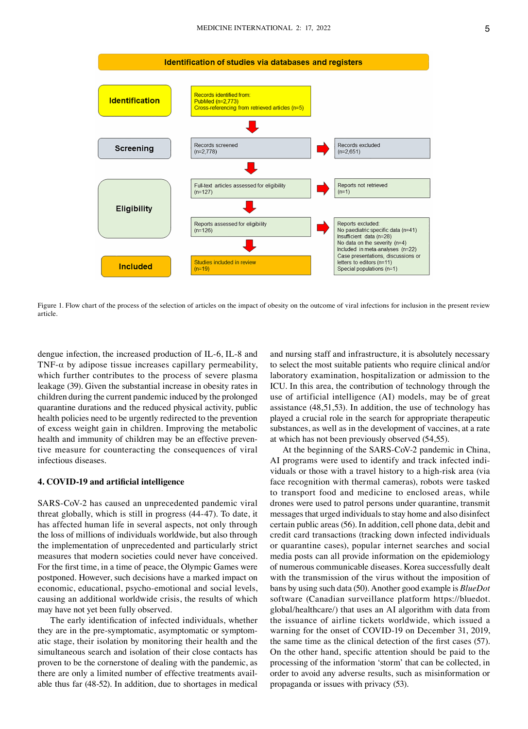**Identification of studies via databases and registers**

**Identification**

Records identified from:
PubMed (n=2,773)
Cross-referencing from retrieved articles (n=5)

**Screening**

Records screened
(n=2,778)

Records excluded
(n=2,651)

**Eligibility**

Full-text articles assessed for eligibility
(n=127)

Reports not retrieved
(n=1)

Reports assessed for eligibility
(n=126)

Reports excluded:
No paediatric specific data (n=41)
Insufficient data (n=28)
No data on the severity (n=4)
Included in meta-analyses (n=22)
Case presentations, discussions or letters to editors (n=11)
Special populations (n=1)

**Included**

Studies included in review
(n=19)

Figure 1. Flow chart of the process of the selection of articles on the impact of obesity on the outcome of viral infections for inclusion in the present review article.

dengue infection, the increased production of IL-6, IL-8 and TNF-α by adipose tissue increases capillary permeability, which further contributes to the process of severe plasma leakage (39). Given the substantial increase in obesity rates in children during the current pandemic induced by the prolonged quarantine durations and the reduced physical activity, public health policies need to be urgently redirected to the prevention of excess weight gain in children. Improving the metabolic health and immunity of children may be an effective preventive measure for counteracting the consequences of viral infectious diseases.

## 4. COVID-19 and artificial intelligence

SARS-CoV-2 has caused an unprecedented pandemic viral threat globally, which is still in progress (44-47). To date, it has affected human life in several aspects, not only through the loss of millions of individuals worldwide, but also through the implementation of unprecedented and particularly strict measures that modern societies could never have conceived. For the first time, in a time of peace, the Olympic Games were postponed. However, such decisions have a marked impact on economic, educational, psycho-emotional and social levels, causing an additional worldwide crisis, the results of which may have not yet been fully observed.

The early identification of infected individuals, whether they are in the pre-symptomatic, asymptomatic or symptomatic stage, their isolation by monitoring their health and the simultaneous search and isolation of their close contacts has proven to be the cornerstone of dealing with the pandemic, as there are only a limited number of effective treatments available thus far (48-52). In addition, due to shortages in medical and nursing staff and infrastructure, it is absolutely necessary to select the most suitable patients who require clinical and/or laboratory examination, hospitalization or admission to the ICU. In this area, the contribution of technology through the use of artificial intelligence (AI) models, may be of great assistance (48,51,53). In addition, the use of technology has played a crucial role in the search for appropriate therapeutic substances, as well as in the development of vaccines, at a rate at which has not been previously observed (54,55).

At the beginning of the SARS-CoV-2 pandemic in China, AI programs were used to identify and track infected individuals or those with a travel history to a high-risk area (via face recognition with thermal cameras), robots were tasked to transport food and medicine to enclosed areas, while drones were used to patrol persons under quarantine, transmit messages that urged individuals to stay home and also disinfect certain public areas (56). In addition, cell phone data, debit and credit card transactions (tracking down infected individuals or quarantine cases), popular internet searches and social media posts can all provide information on the epidemiology of numerous communicable diseases. Korea successfully dealt with the transmission of the virus without the imposition of bans by using such data (50). Another good example is *BlueDot* software (Canadian surveillance platform https://bluedot.global/healthcare/) that uses an AI algorithm with data from the issuance of airline tickets worldwide, which issued a warning for the onset of COVID-19 on December 31, 2019, the same time as the clinical detection of the first cases (57). On the other hand, specific attention should be paid to the processing of the information 'storm' that can be collected, in order to avoid any adverse results, such as misinformation or propaganda or issues with privacy (53).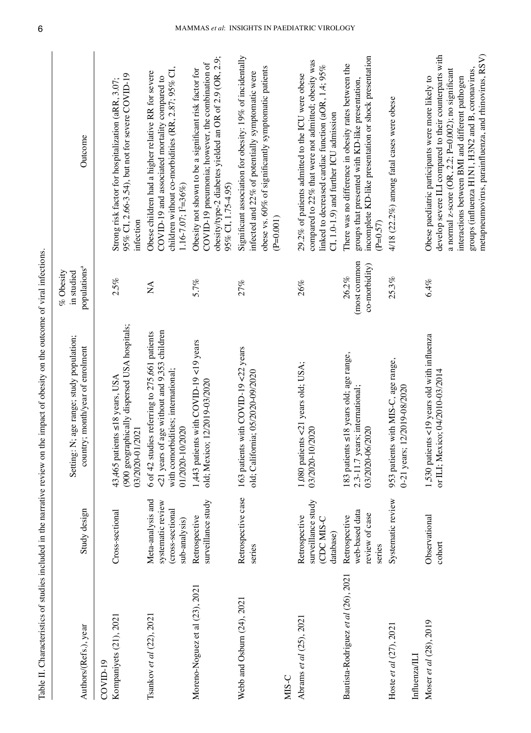Table II. Characteristics of studies included in the narrative review on the impact of obesity on the outcome of viral infections.

| Authors/(Refs.), year | Study design | Setting; N; age range; study population; country; month/year of enrolment | % Obesity in studied populations[a] | Outcome |
|---|---|---|---|---|
| COVID-19 | | | | |
| Kompaniyets (21), 2021 | Cross-sectional | 43,465 patients ≤18 years, USA (900 geographically dispersed USA hospitals; 03/2020-01/2021 | 2.5% | Strong risk factor for hospitalization (aRR, 3.07; 95% CI, 2.66-3.54), but not for severe COVID-19 infection |
| Tsankov *et al* (22), 2021 | Meta-analysis and systematic review (cross-sectional sub-analysis) | 6 of 42 studies referring to 275,661 patients <21 years of age without and 9,353 children with comorbidities; international; 01/2020-10/2020 | NA | Obese children had a higher relative RR for severe COVID-19 and associated mortality compared to children without co-morbidities (RR, 2.87; 95% CI, 1.16-7.07; $I^2$=36%) |
| Moreno-Noguez et al (23), 2021 | Retrospective surveillance study | 1,443 patients with COVID-19 <19 years old; Mexico; 12/2019-03/2020 | 5.7% | Obesity not shown to be a significant risk factor for COVID-19 pneumonia; however, the combination of obesity/type-2 diabetes yielded an OR of 2.9 (OR, 2.9; 95% CI, 1.75-4.95) |
| Webb and Osburn (24), 2021 | Retrospective case series | 163 patients with COVID-19 <22 years old; California; 05/2020-09/2020 | 27% | Significant association for obesity: 19% of incidentally infected and 22% of potentially symptomatic were obese vs. 60% of significantly symptomatic patients (P=0.001) |
| MIS-C | | | | |
| Abrams *et al* (25), 2021 | Retrospective surveillance study (CDC MIS-C database) | 1,080 patients <21 years old; USA; 03/2020-10/2020 | 26% | 29.2% of patients admitted to the ICU were obese compared to 22% that were not admitted; obesity was linked to decreased cardiac function (aOR, 1.4; 95% CI, 1.0-1.9) and further ICU admission |
| Bautista-Rodriguez *et al* (26), 2021 | Retrospective web-based data review of case series | 183 patients ≤18 years old; age range, 2.3-11.7 years; international; 03/2020-06/2020 | 26.2% (most common co-morbidity) | There was no difference in obesity rates between the groups that presented with KD-like presentation, incomplete KD-like presentation or shock presentation (P=0.57) |
| Hoste *et al* (27), 2021 | Systematic review | 953 patients with MIS-C, age range, 0-21 years; 12/2019-08/2020 | 25.3% | 4/18 (22.2%) among fatal cases were obese |
| Influenza/ILI | | | | |
| Moser *et al* (28), 2019 | Observational cohort | 1,530 patients <19 years old with influenza or ILI; Mexico; 04/2010-03/2014 | 6.4% | Obese paediatric participants were more likely to develop severe ILI compared to their counterparts with a normal z-score (OR, 2.2; P=0.002); no significant interactions between BMI and different pathogen groups (influenza H1N1, H3N2 and B, coronavirus, metapneumovirus, parainfluenza, and rhinovirus, RSV) |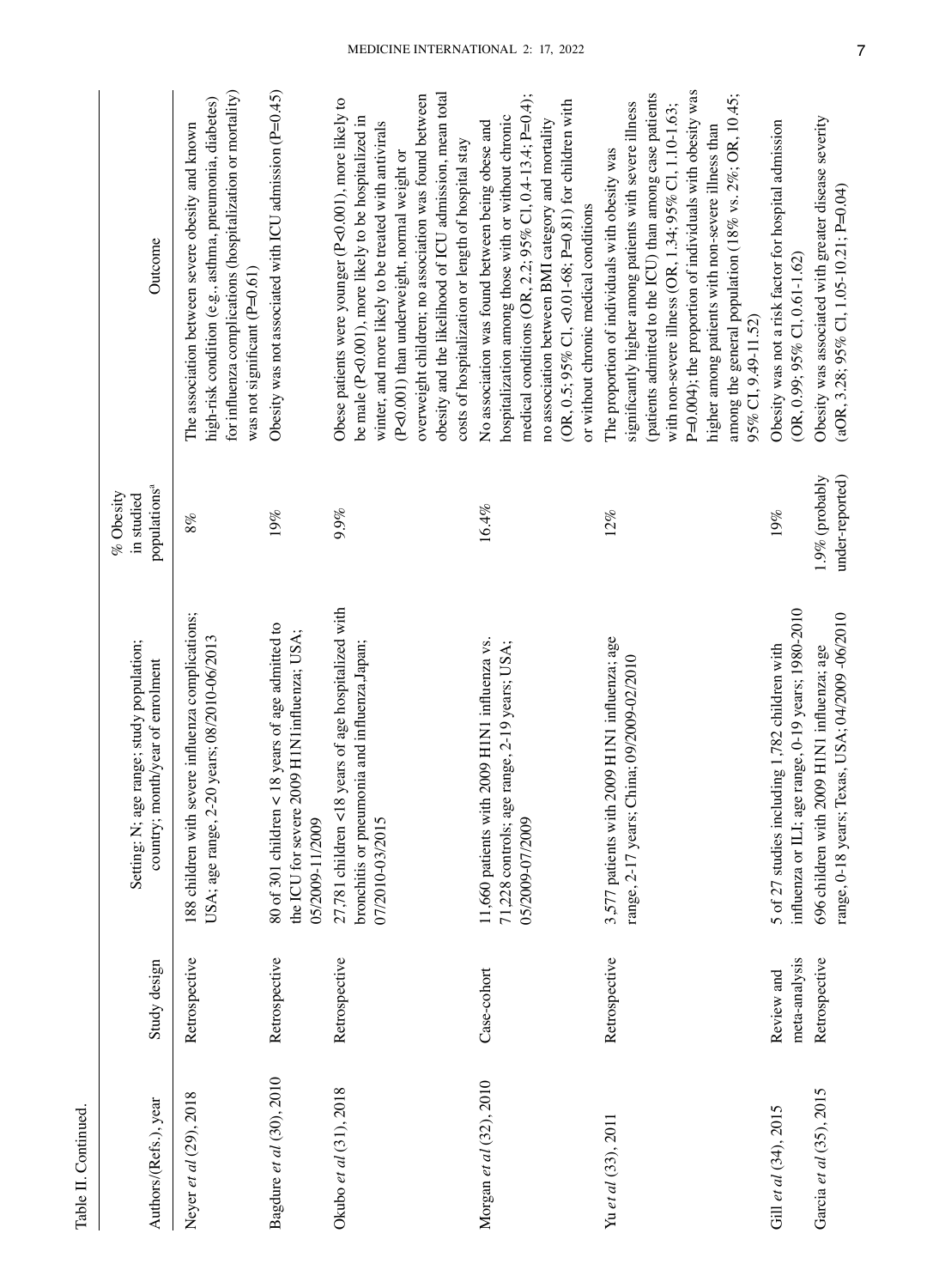Table II. Continued.

| Authors/(Refs.), year | Study design | Setting; N; age range; study population; country; month/year of enrolment | % Obesity in studied populations[a] | Outcome |
|---|---|---|---|---|
| Neyer *et al* (29), 2018 | Retrospective | 188 children with severe influenza complications; USA; age range, 2-20 years; 08/2010-06/2013 | 8% | The association between severe obesity and known high-risk condition (e.g., asthma, pneumonia, diabetes) for influenza complications (hospitalization or mortality) was not significant (P=0.61) |
| Bagdure *et al* (30), 2010 | Retrospective | 80 of 301 children < 18 years of age admitted to the ICU for severe 2009 H1N1influenza; USA; 05/2009-11/2009 | 19% | Obesity was not associated with ICU admission (P=0.45) |
| Okubo *et al* (31), 2018 | Retrospective | 27,781 children <18 years of age hospitalized with bronchitis or pneumonia and influenza,Japan; 07/2010-03/2015 | 9.9% | Obese patients were younger (P<0.001), more likely to be male (P<0.001), more likely to be hospitalized in winter, and more likely to be treated with antivirals (P<0.001) than underweight, normal weight or overweight children; no association was found between obesity and the likelihood of ICU admission, mean total costs of hospitalization or length of hospital stay |
| Morgan *et al* (32), 2010 | Case-cohort | 11,660 patients with 2009 H1N1 influenza vs. 71,228 controls; age range, 2-19 years; USA; 05/2009-07/2009 | 16.4% | No association was found between being obese and hospitalization among those with or without chronic medical conditions (OR, 2.2; 95% CI, 0.4-13.4; P=0.4); no association between BMI category and mortality (OR, 0.5; 95% CI, <0.01-68; P=0.81) for children with or without chronic medical conditions |
| Yu *et al* (33), 2011 | Retrospective | 3,577 patients with 2009 H1N1 influenza; age range, 2-17 years; China; 09/2009-02/2010 | 12% | The proportion of individuals with obesity was significantly higher among patients with severe illness (patients admitted to the ICU) than among case patients with non-severe illness (OR, 1.34; 95% CI, 1.10-1.63; P=0.004); the proportion of individuals with obesity was higher among patients with non-severe illness than among the general population (18% vs. 2%; OR, 10.45; 95% CI, 9.49-11.52) |
| Gill *et al* (34), 2015 | Review and meta-analysis | 5 of 27 studies including 1,782 children with influenza or ILI; age range, 0-19 years; 1980-2010 | 19% | Obesity was not a risk factor for hospital admission (OR, 0.99; 95% CI, 0.61-1.62) |
| Garcia *et al* (35), 2015 | Retrospective | 696 children with 2009 H1N1 influenza; age range, 0-18 years; Texas, USA; 04/2009 -06/2010 | 1.9% (probably under-reported) | Obesity was associated with greater disease severity (aOR, 3.28; 95% CI, 1.05-10.21; P=0.04) |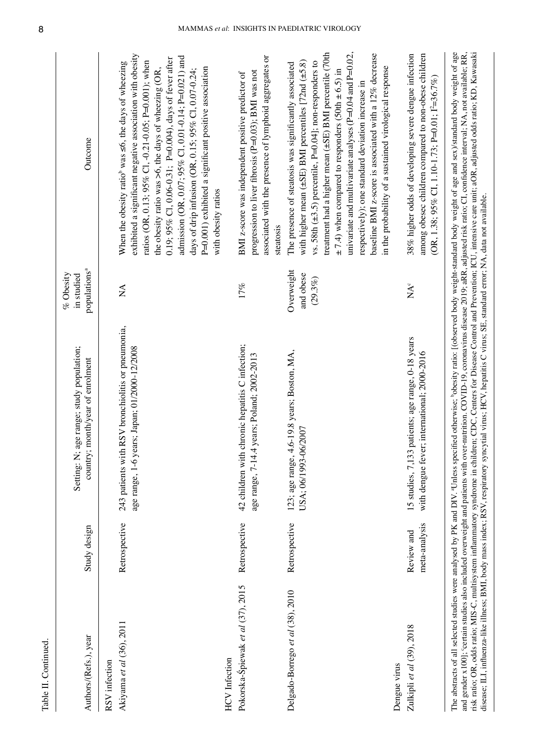Table II. Continued.

| Authors/(Refs.), year | Study design | Setting: N; age range; study population; country; month/year of enrolment | % Obesity in studied populations[a] | Outcome |
|---|---|---|---|---|
| RSV infection | | | | |
| Akiyama *et al* (36), 2011 | Retrospective | 243 patients with RSV bronchiolitis or pneumonia, age range, 1-6 years; Japan; 01/2000-12/2008 | NA | When the obesity ratio[b] was ≤6, the days of wheezing exhibited a significant negative association with obesity ratios (OR, 0.13; 95% CI, -0.21-0.05; P=0.001); when the obesity ratio was >6, the days of wheezing (OR, 0.19; 95% CI, 0.06-0.31; P=0.004), days of fever after admission (OR, 0.07; 95% CI, 0.01-0.14; P=0.021) and days of drip infusion (OR, 0.15; 95% CI, 0.07-0.24; P=0.001) exhibited a significant positive association with obesity ratios |
| HCV Infection | | | | |
| Pokorska-Śpiewak *et al* (37), 2015 | Retrospective | 42 children with chronic hepatitis C infection; age range, 7-14.4 years; Poland; 2002-2013 | 17% | BMI z-score was independent positive predictor of progression to liver fibrosis (P=0.03); BMI was not associated with the presence of lymphoid aggregates or steatosis |
| Delgado-Borrego *et al* (38), 2010 | Retrospective | 123; age range, 4.6-19.8 years; Boston, MA, USA; 06/1993-06/2007 | Overweight and obese (29.3%) | The presence of steatosis was significantly associated with higher mean (±SE) BMI percentiles [72nd (±5.8) vs. 58th (±3.5) percentile, P=0.04]; non-responders to treatment had a higher mean (±SE) BMI percentile (70th ± 7.4) when compared to responders (50th ± 6.5) in univariate and multivariate analyses (P=0.04 and P=0.02, respectively); one standard deviation increase in baseline BMI z-score is associated with a 12% decrease in the probability of a sustained virological response |
| Dengue virus | | | | |
| Zulkipli *et al* (39), 2018 | Review and meta-analysis | 15 studies, 7,133 patients; age range, 0-18 years with dengue fever; international; 2000-2016 | NA[c] | 38% higher odds of developing severe dengue infection among obesec children compared to non-obese children (OR, 1.38; 95% CI, 1.10-1.73; P=0.01; $I^2$=36.7%) |

The abstracts of all selected studies were analysed by PK and DIV. [a]Unless specified otherwise; [b]obesity ratio: [(observed body weight-standard body weight of age and gender x100]; [c]certain studies also included overweight and patients with over-nutrition. COVID-19, coronavirus disease 2019; aRR, adjusted risk ratio; CI, confidence interval; NA, not available; RR, risk ratio; OR, odds ratio; MIS-C, multisystem inflammatory syndrome in children; CDC, Centers for Disease Control and Prevention; ICU, intensive care unit; aOR, adjusted odds ratio; KD, Kawasaki disease; ILI, influenza-like illness; BMI, body mass index; RSV, respiratory syncytial virus; HCV, hepatitis C virus; SE, standard error; NA, data not available.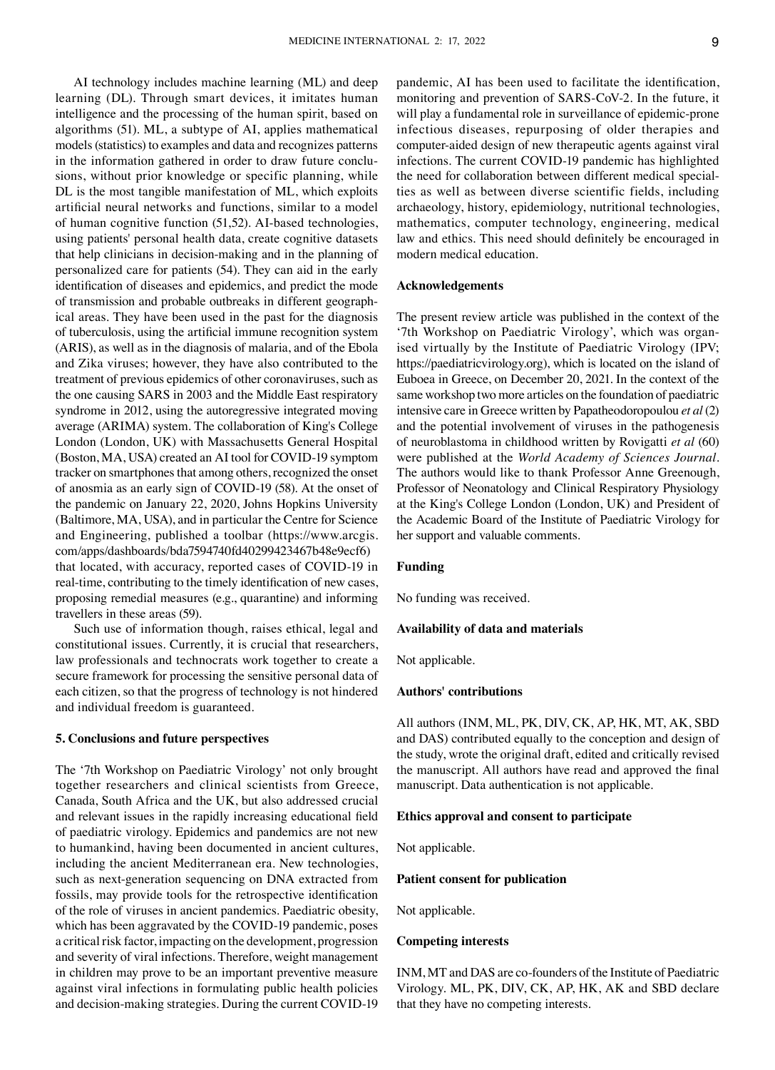AI technology includes machine learning (ML) and deep learning (DL). Through smart devices, it imitates human intelligence and the processing of the human spirit, based on algorithms (51). ML, a subtype of AI, applies mathematical models (statistics) to examples and data and recognizes patterns in the information gathered in order to draw future conclusions, without prior knowledge or specific planning, while DL is the most tangible manifestation of ML, which exploits artificial neural networks and functions, similar to a model of human cognitive function (51,52). AI-based technologies, using patients' personal health data, create cognitive datasets that help clinicians in decision-making and in the planning of personalized care for patients (54). They can aid in the early identification of diseases and epidemics, and predict the mode of transmission and probable outbreaks in different geographical areas. They have been used in the past for the diagnosis of tuberculosis, using the artificial immune recognition system (ARIS), as well as in the diagnosis of malaria, and of the Ebola and Zika viruses; however, they have also contributed to the treatment of previous epidemics of other coronaviruses, such as the one causing SARS in 2003 and the Middle East respiratory syndrome in 2012, using the autoregressive integrated moving average (ARIMA) system. The collaboration of King's College London (London, UK) with Massachusetts General Hospital (Boston, MA, USA) created an AI tool for COVID-19 symptom tracker on smartphones that among others, recognized the onset of anosmia as an early sign of COVID-19 (58). At the onset of the pandemic on January 22, 2020, Johns Hopkins University (Baltimore, MA, USA), and in particular the Centre for Science and Engineering, published a toolbar (https://www.arcgis.com/apps/dashboards/bda7594740fd40299423467b48e9ecf6) that located, with accuracy, reported cases of COVID-19 in real-time, contributing to the timely identification of new cases, proposing remedial measures (e.g., quarantine) and informing travellers in these areas (59).

Such use of information though, raises ethical, legal and constitutional issues. Currently, it is crucial that researchers, law professionals and technocrats work together to create a secure framework for processing the sensitive personal data of each citizen, so that the progress of technology is not hindered and individual freedom is guaranteed.

## 5. Conclusions and future perspectives

The '7th Workshop on Paediatric Virology' not only brought together researchers and clinical scientists from Greece, Canada, South Africa and the UK, but also addressed crucial and relevant issues in the rapidly increasing educational field of paediatric virology. Epidemics and pandemics are not new to humankind, having been documented in ancient cultures, including the ancient Mediterranean era. New technologies, such as next-generation sequencing on DNA extracted from fossils, may provide tools for the retrospective identification of the role of viruses in ancient pandemics. Paediatric obesity, which has been aggravated by the COVID-19 pandemic, poses a critical risk factor, impacting on the development, progression and severity of viral infections. Therefore, weight management in children may prove to be an important preventive measure against viral infections in formulating public health policies and decision-making strategies. During the current COVID-19 pandemic, AI has been used to facilitate the identification, monitoring and prevention of SARS-CoV-2. In the future, it will play a fundamental role in surveillance of epidemic-prone infectious diseases, repurposing of older therapies and computer-aided design of new therapeutic agents against viral infections. The current COVID-19 pandemic has highlighted the need for collaboration between different medical specialties as well as between diverse scientific fields, including archaeology, history, epidemiology, nutritional technologies, mathematics, computer technology, engineering, medical law and ethics. This need should definitely be encouraged in modern medical education.

### Acknowledgements

The present review article was published in the context of the '7th Workshop on Paediatric Virology', which was organised virtually by the Institute of Paediatric Virology (IPV; https://paediatricvirology.org), which is located on the island of Euboea in Greece, on December 20, 2021. In the context of the same workshop two more articles on the foundation of paediatric intensive care in Greece written by Papatheodoropoulou *et al* (2) and the potential involvement of viruses in the pathogenesis of neuroblastoma in childhood written by Rovigatti *et al* (60) were published at the *World Academy of Sciences Journal*. The authors would like to thank Professor Anne Greenough, Professor of Neonatology and Clinical Respiratory Physiology at the King's College London (London, UK) and President of the Academic Board of the Institute of Paediatric Virology for her support and valuable comments.

### Funding

No funding was received.

### Availability of data and materials

Not applicable.

### Authors' contributions

All authors (INM, ML, PK, DIV, CK, AP, HK, MT, AK, SBD and DAS) contributed equally to the conception and design of the study, wrote the original draft, edited and critically revised the manuscript. All authors have read and approved the final manuscript. Data authentication is not applicable.

### Ethics approval and consent to participate

Not applicable.

### Patient consent for publication

Not applicable.

### Competing interests

INM, MT and DAS are co-founders of the Institute of Paediatric Virology. ML, PK, DIV, CK, AP, HK, AK and SBD declare that they have no competing interests.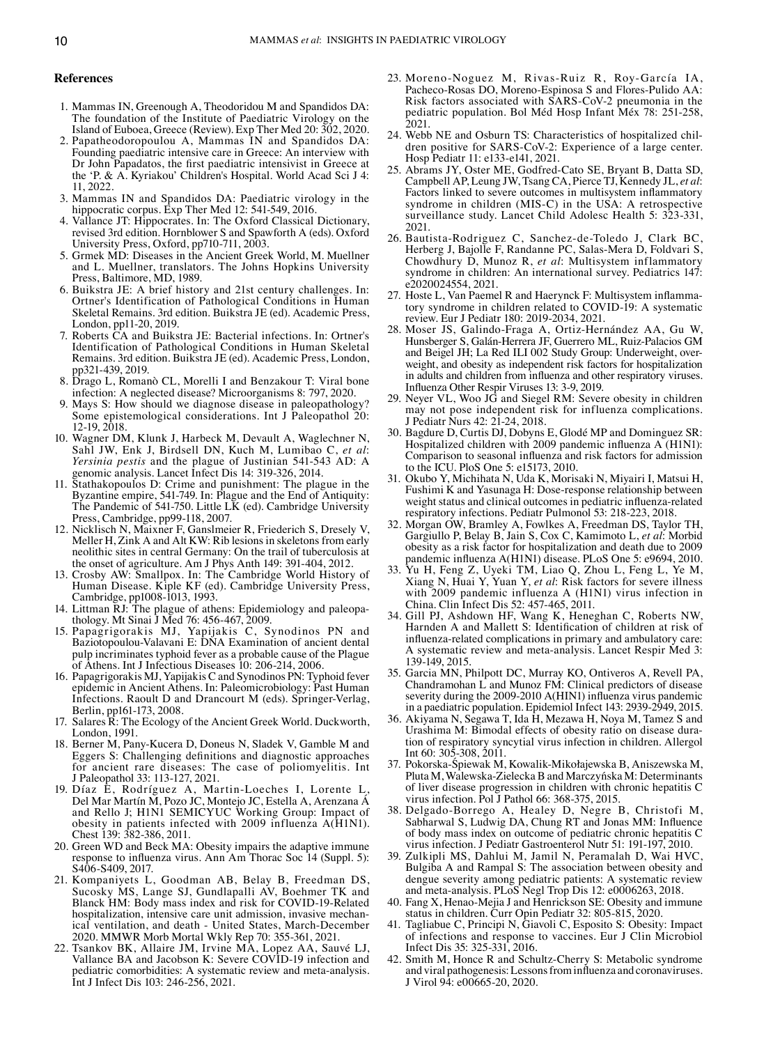## References

1. Mammas IN, Greenough A, Theodoridou M and Spandidos DA: The foundation of the Institute of Paediatric Virology on the Island of Euboea, Greece (Review). Exp Ther Med 20: 302, 2020.
2. Papatheodoropoulou A, Mammas IN and Spandidos DA: Founding paediatric intensive care in Greece: An interview with Dr John Papadatos, the first paediatric intensivist in Greece at the 'P. & A. Kyriakou' Children's Hospital. World Acad Sci J 4: 11, 2022.
3. Mammas IN and Spandidos DA: Paediatric virology in the hippocratic corpus. Exp Ther Med 12: 541-549, 2016.
4. Vallance JT: Hippocrates. In: The Oxford Classical Dictionary, revised 3rd edition. Hornblower S and Spawforth A (eds). Oxford University Press, Oxford, pp710-711, 2003.
5. Grmek MD: Diseases in the Ancient Greek World, M. Muellner and L. Muellner, translators. The Johns Hopkins University Press, Baltimore, MD, 1989.
6. Buikstra JE: A brief history and 21st century challenges. In: Ortner's Identification of Pathological Conditions in Human Skeletal Remains. 3rd edition. Buikstra JE (ed). Academic Press, London, pp11-20, 2019.
7. Roberts CA and Buikstra JE: Bacterial infections. In: Ortner's Identification of Pathological Conditions in Human Skeletal Remains. 3rd edition. Buikstra JE (ed). Academic Press, London, pp321-439, 2019.
8. Drago L, Romanò CL, Morelli I and Benzakour T: Viral bone infection: A neglected disease? Microorganisms 8: 797, 2020.
9. Mays S: How should we diagnose disease in paleopathology? Some epistemological considerations. Int J Paleopathol 20: 12-19, 2018.
10. Wagner DM, Klunk J, Harbeck M, Devault A, Waglechner N, Sahl JW, Enk J, Birdsell DN, Kuch M, Lumibao C, *et al*: *Yersinia pestis* and the plague of Justinian 541-543 AD: A genomic analysis. Lancet Infect Dis 14: 319-326, 2014.
11. Stathakopoulos D: Crime and punishment: The plague in the Byzantine empire, 541-749. In: Plague and the End of Antiquity: The Pandemic of 541-750. Little LK (ed). Cambridge University Press, Cambridge, pp99-118, 2007.
12. Nicklisch N, Maixner F, Ganslmeier R, Friederich S, Dresely V, Meller H, Zink A and Alt KW: Rib lesions in skeletons from early neolithic sites in central Germany: On the trail of tuberculosis at the onset of agriculture. Am J Phys Anth 149: 391-404, 2012.
13. Crosby AW: Smallpox. In: The Cambridge World History of Human Disease. Kiple KF (ed). Cambridge University Press, Cambridge, pp1008-1013, 1993.
14. Littman RJ: The plague of athens: Epidemiology and paleopathology. Mt Sinai J Med 76: 456-467, 2009.
15. Papagrigorakis MJ, Yapijakis C, Synodinos PN and Baziotopoulou-Valavani E: DNA Examination of ancient dental pulp incriminates typhoid fever as a probable cause of the Plague of Athens. Int J Infectious Diseases 10: 206-214, 2006.
16. Papagrigorakis MJ, Yapijakis C and Synodinos PN: Typhoid fever epidemic in Ancient Athens. In: Paleomicrobiology: Past Human Infections. Raoult D and Drancourt M (eds). Springer-Verlag, Berlin, pp161-173, 2008.
17. Salares R: The Ecology of the Ancient Greek World. Duckworth, London, 1991.
18. Berner M, Pany-Kucera D, Doneus N, Sladek V, Gamble M and Eggers S: Challenging definitions and diagnostic approaches for ancient rare diseases: The case of poliomyelitis. Int J Paleopathol 33: 113-127, 2021.
19. Díaz E, Rodríguez A, Martin-Loeches I, Lorente L, Del Mar Martín M, Pozo JC, Montejo JC, Estella A, Arenzana Á and Rello J; H1N1 SEMICYUC Working Group: Impact of obesity in patients infected with 2009 influenza A(H1N1). Chest 139: 382-386, 2011.
20. Green WD and Beck MA: Obesity impairs the adaptive immune response to influenza virus. Ann Am Thorac Soc 14 (Suppl. 5): S406-S409, 2017.
21. Kompaniyets L, Goodman AB, Belay B, Freedman DS, Sucosky MS, Lange SJ, Gundlapalli AV, Boehmer TK and Blanck HM: Body mass index and risk for COVID-19-Related hospitalization, intensive care unit admission, invasive mechanical ventilation, and death - United States, March-December 2020. MMWR Morb Mortal Wkly Rep 70: 355-361, 2021.
22. Tsankov BK, Allaire JM, Irvine MA, Lopez AA, Sauvé LJ, Vallance BA and Jacobson K: Severe COVID-19 infection and pediatric comorbidities: A systematic review and meta-analysis. Int J Infect Dis 103: 246-256, 2021.
23. Moreno-Noguez M, Rivas-Ruiz R, Roy-García IA, Pacheco-Rosas DO, Moreno-Espinosa S and Flores-Pulido AA: Risk factors associated with SARS-CoV-2 pneumonia in the pediatric population. Bol Méd Hosp Infant Méx 78: 251-258, 2021.
24. Webb NE and Osburn TS: Characteristics of hospitalized children positive for SARS-CoV-2: Experience of a large center. Hosp Pediatr 11: e133-e141, 2021.
25. Abrams JY, Oster ME, Godfred-Cato SE, Bryant B, Datta SD, Campbell AP, Leung JW, Tsang CA, Pierce TJ, Kennedy JL, *et al*: Factors linked to severe outcomes in multisystem inflammatory syndrome in children (MIS-C) in the USA: A retrospective surveillance study. Lancet Child Adolesc Health 5: 323-331, 2021.
26. Bautista-Rodriguez C, Sanchez-de-Toledo J, Clark BC, Herberg J, Bajolle F, Randanne PC, Salas-Mera D, Foldvari S, Chowdhury D, Munoz R, *et al*: Multisystem inflammatory syndrome in children: An international survey. Pediatrics 147: e2020024554, 2021.
27. Hoste L, Van Paemel R and Haerynck F: Multisystem inflammatory syndrome in children related to COVID-19: A systematic review. Eur J Pediatr 180: 2019-2034, 2021.
28. Moser JS, Galindo-Fraga A, Ortiz-Hernández AA, Gu W, Hunsberger S, Galán-Herrera JF, Guerrero ML, Ruiz-Palacios GM and Beigel JH; La Red ILI 002 Study Group: Underweight, overweight, and obesity as independent risk factors for hospitalization in adults and children from influenza and other respiratory viruses. Influenza Other Respir Viruses 13: 3-9, 2019.
29. Neyer VL, Woo JG and Siegel RM: Severe obesity in children may not pose independent risk for influenza complications. J Pediatr Nurs 42: 21-24, 2018.
30. Bagdure D, Curtis DJ, Dobyns E, Glodé MP and Dominguez SR: Hospitalized children with 2009 pandemic influenza A (H1N1): Comparison to seasonal influenza and risk factors for admission to the ICU. PloS One 5: e15173, 2010.
31. Okubo Y, Michihata N, Uda K, Morisaki N, Miyairi I, Matsui H, Fushimi K and Yasunaga H: Dose-response relationship between weight status and clinical outcomes in pediatric influenza-related respiratory infections. Pediatr Pulmonol 53: 218-223, 2018.
32. Morgan OW, Bramley A, Fowlkes A, Freedman DS, Taylor TH, Gargiullo P, Belay B, Jain S, Cox C, Kamimoto L, *et al*: Morbid obesity as a risk factor for hospitalization and death due to 2009 pandemic influenza A(H1N1) disease. PLoS One 5: e9694, 2010.
33. Yu H, Feng Z, Uyeki TM, Liao Q, Zhou L, Feng L, Ye M, Xiang N, Huai Y, Yuan Y, *et al*: Risk factors for severe illness with 2009 pandemic influenza A (H1N1) virus infection in China. Clin Infect Dis 52: 457-465, 2011.
34. Gill PJ, Ashdown HF, Wang K, Heneghan C, Roberts NW, Harnden A and Mallett S: Identification of children at risk of influenza-related complications in primary and ambulatory care: A systematic review and meta-analysis. Lancet Respir Med 3: 139-149, 2015.
35. Garcia MN, Philpott DC, Murray KO, Ontiveros A, Revell PA, Chandramohan L and Munoz FM: Clinical predictors of disease severity during the 2009-2010 A(HIN1) influenza virus pandemic in a paediatric population. Epidemiol Infect 143: 2939-2949, 2015.
36. Akiyama N, Segawa T, Ida H, Mezawa H, Noya M, Tamez S and Urashima M: Bimodal effects of obesity ratio on disease duration of respiratory syncytial virus infection in children. Allergol Int 60: 305-308, 2011.
37. Pokorska-Śpiewak M, Kowalik-Mikołajewska B, Aniszewska M, Pluta M, Walewska-Zielecka B and Marczyńska M: Determinants of liver disease progression in children with chronic hepatitis C virus infection. Pol J Pathol 66: 368-375, 2015.
38. Delgado-Borrego A, Healey D, Negre B, Christofi M, Sabharwal S, Ludwig DA, Chung RT and Jonas MM: Influence of body mass index on outcome of pediatric chronic hepatitis C virus infection. J Pediatr Gastroenterol Nutr 51: 191-197, 2010.
39. Zulkipli MS, Dahlui M, Jamil N, Peramalah D, Wai HVC, Bulgiba A and Rampal S: The association between obesity and dengue severity among pediatric patients: A systematic review and meta-analysis. PLoS Negl Trop Dis 12: e0006263, 2018.
40. Fang X, Henao-Mejia J and Henrickson SE: Obesity and immune status in children. Curr Opin Pediatr 32: 805-815, 2020.
41. Tagliabue C, Principi N, Giavoli C, Esposito S: Obesity: Impact of infections and response to vaccines. Eur J Clin Microbiol Infect Dis 35: 325-331, 2016.
42. Smith M, Honce R and Schultz-Cherry S: Metabolic syndrome and viral pathogenesis: Lessons from influenza and coronaviruses. J Virol 94: e00665-20, 2020.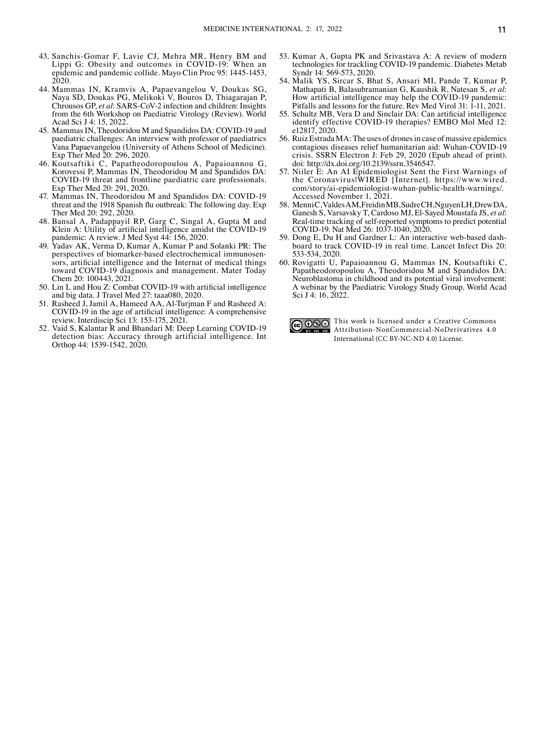43. Sanchis-Gomar F, Lavie CJ, Mehra MR, Henry BM and Lippi G: Obesity and outcomes in COVID-19: When an epidemic and pandemic collide. Mayo Clin Proc 95: 1445-1453, 2020.
44. Mammas IN, Kramvis A, Papaevangelou V, Doukas SG, Naya SD, Doukas PG, Melikoki V, Bouros D, Thiagarajan P, Chrousos GP, *et al*: SARS-CoV-2 infection and children: Insights from the 6th Workshop on Paediatric Virology (Review). World Acad Sci J 4: 15, 2022.
45. Mammas IN, Theodoridou M and Spandidos DA: COVID-19 and paediatric challenges: An interview with professor of paediatrics Vana Papaevangelou (University of Athens School of Medicine). Exp Ther Med 20: 296, 2020.
46. Koutsaftiki C, Papatheodoropoulou A, Papaioannou G, Korovessi P, Mammas IN, Theodoridou M and Spandidos DA: COVID-19 threat and frontline paediatric care professionals. Exp Ther Med 20: 291, 2020.
47. Mammas IN, Theodoridou M and Spandidos DA: COVID-19 threat and the 1918 Spanish flu outbreak: The following day. Exp Ther Med 20: 292, 2020.
48. Bansal A, Padappayil RP, Garg C, Singal A, Gupta M and Klein A: Utility of artificial intelligence amidst the COVID-19 pandemic: A review. J Med Syst 44: 156, 2020.
49. Yadav AK, Verma D, Kumar A, Kumar P and Solanki PR: The perspectives of biomarker-based electrochemical immunosensors, artificial intelligence and the Internat of medical things toward COVID-19 diagnosis and management. Mater Today Chem 20: 100443, 2021.
50. Lin L and Hou Z: Combat COVID-19 with artificial intelligence and big data. J Travel Med 27: taaa080, 2020.
51. Rasheed J, Jamil A, Hameed AA, Al-Turjman F and Rasheed A: COVID-19 in the age of artificial intelligence: A comprehensive review. Interdiscip Sci 13: 153-175, 2021.
52. Vaid S, Kalantar R and Bhandari M: Deep Learning COVID-19 detection bias: Accuracy through artificial intelligence. Int Orthop 44: 1539-1542, 2020.
53. Kumar A, Gupta PK and Srivastava A: A review of modern technologies for trackling COVID-19 pandemic. Diabetes Metab Syndr 14: 569-573, 2020.
54. Malik YS, Sircar S, Bhat S, Ansari MI, Pande T, Kumar P, Mathapati B, Balasubramanian G, Kaushik R, Natesan S, *et al*: How artificial intelligence may help the COVID-19 pandemic: Pitfalls and lessons for the future. Rev Med Virol 31: 1-11, 2021.
55. Schultz MB, Vera D and Sinclair DA: Can artificial intelligence identify effective COVID-19 therapies? EMBO Mol Med 12: e12817, 2020.
56. Ruiz Estrada MA: The uses of drones in case of massive epidemics contagious diseases relief humanitarian aid: Wuhan-COVID-19 crisis. SSRN Electron J: Feb 29, 2020 (Epub ahead of print). doi: http://dx.doi.org/10.2139/ssrn.3546547.
57. Niiler E: An AI Epidemiologist Sent the First Warnings of the Coronavirus|WIRED [Internet]. https://www.wired.com/story/ai-epidemiologist-wuhan-public-health-warnings/. Accessed November 1, 2021.
58. Menni C, Valdes AM, Freidin MB, Sudre CH, Nguyen LH, Drew DA, Ganesh S, Varsavsky T, Cardoso MJ, El-Sayed Moustafa JS, *et al*: Real-time tracking of self-reported symptoms to predict potential COVID-19. Nat Med 26: 1037-1040, 2020.
59. Dong E, Du H and Gardner L: An interactive web-based dashboard to track COVID-19 in real time. Lancet Infect Dis 20: 533-534, 2020.
60. Rovigatti U, Papaioannou G, Mammas IN, Koutsaftiki C, Papatheodoropoulou A, Theodoridou M and Spandidos DA: Neuroblastoma in childhood and its potential viral involvement: A webinar by the Paediatric Virology Study Group. World Acad Sci J 4: 16, 2022.

This work is licensed under a Creative Commons Attribution-NonCommercial-NoDerivatives 4.0 International (CC BY-NC-ND 4.0) License.